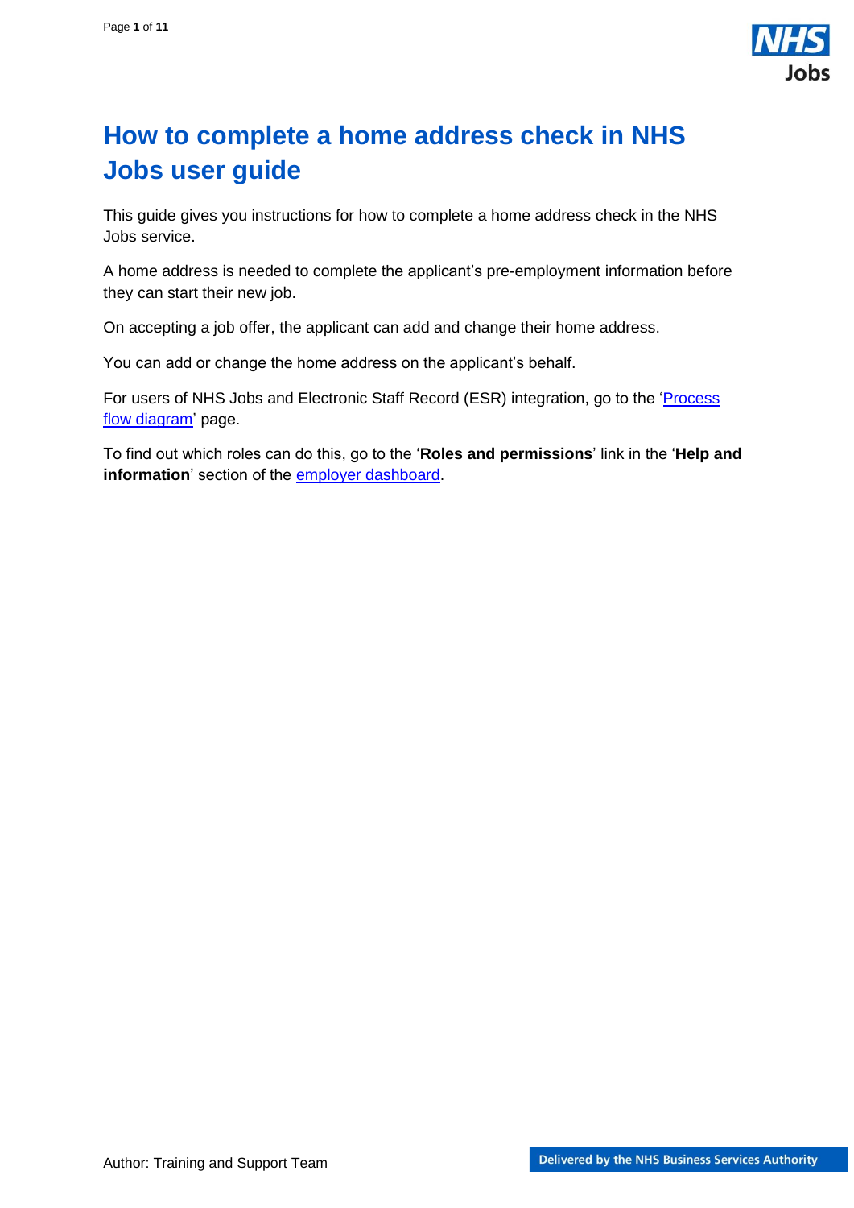# How to complete a home address check in NHS Jobs user guide

This guide gives you instructions for how to complete a home address check in the NHS Jobs service.

A home address is needed to complete the applicant's pre-employment information before they can start their new job.

On accepting a job offer, the applicant can add and change their home address.

You can add or change the home address on the applicant's behalf.

For users of NHS Jobs and Electronic Staff Record (ESR) integration, go to the '[Process flow diagram]()' page.

To find out which roles can do this, go to the '**Roles and permissions**' link in the '**Help and information**' section of the [employer dashboard]().

Author: Training and Support Team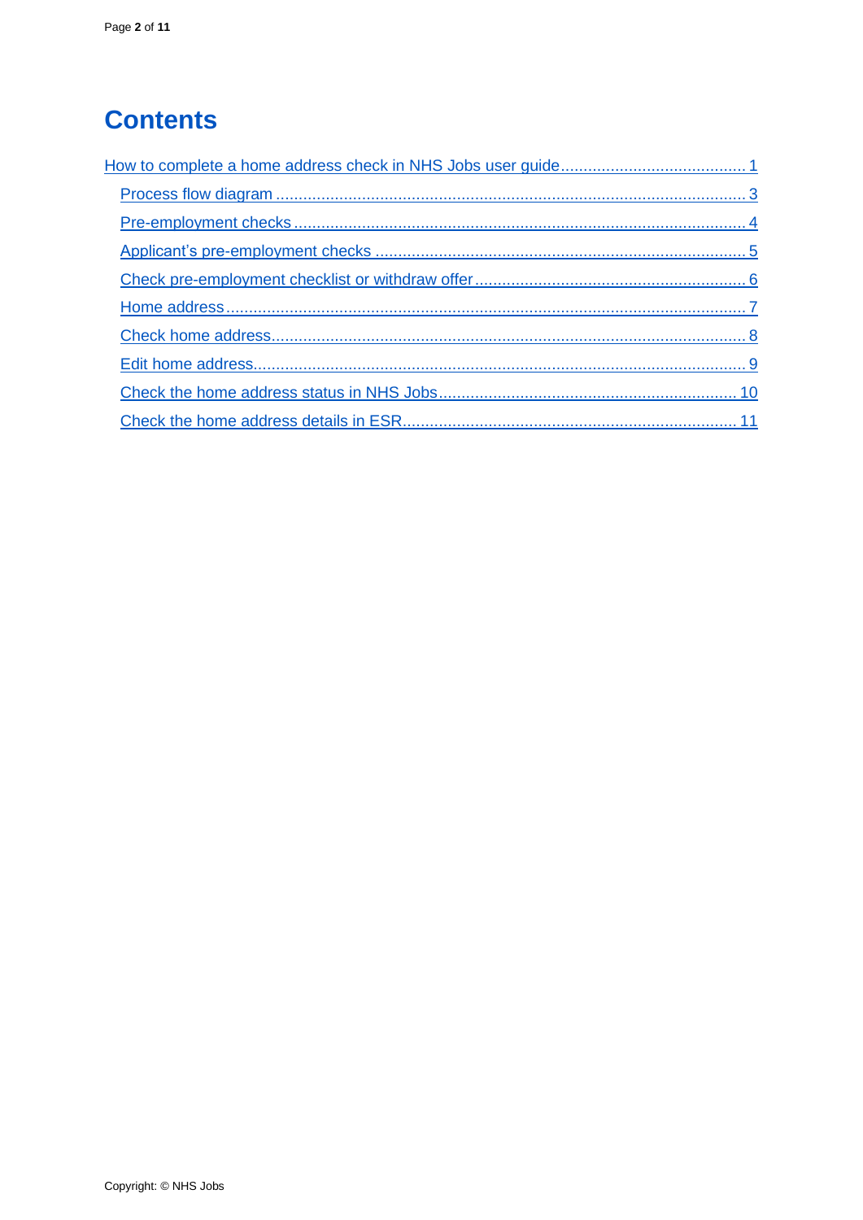# Contents

[How to complete a home address check in NHS Jobs user guide](#) ........ 1

- [Process flow diagram](#) ........ 3
- [Pre-employment checks](#) ........ 4
- [Applicant's pre-employment checks](#) ........ 5
- [Check pre-employment checklist or withdraw offer](#) ........ 6
- [Home address](#) ........ 7
- [Check home address](#) ........ 8
- [Edit home address](#) ........ 9
- [Check the home address status in NHS Jobs](#) ........ 10
- [Check the home address details in ESR](#) ........ 11

Copyright: © NHS Jobs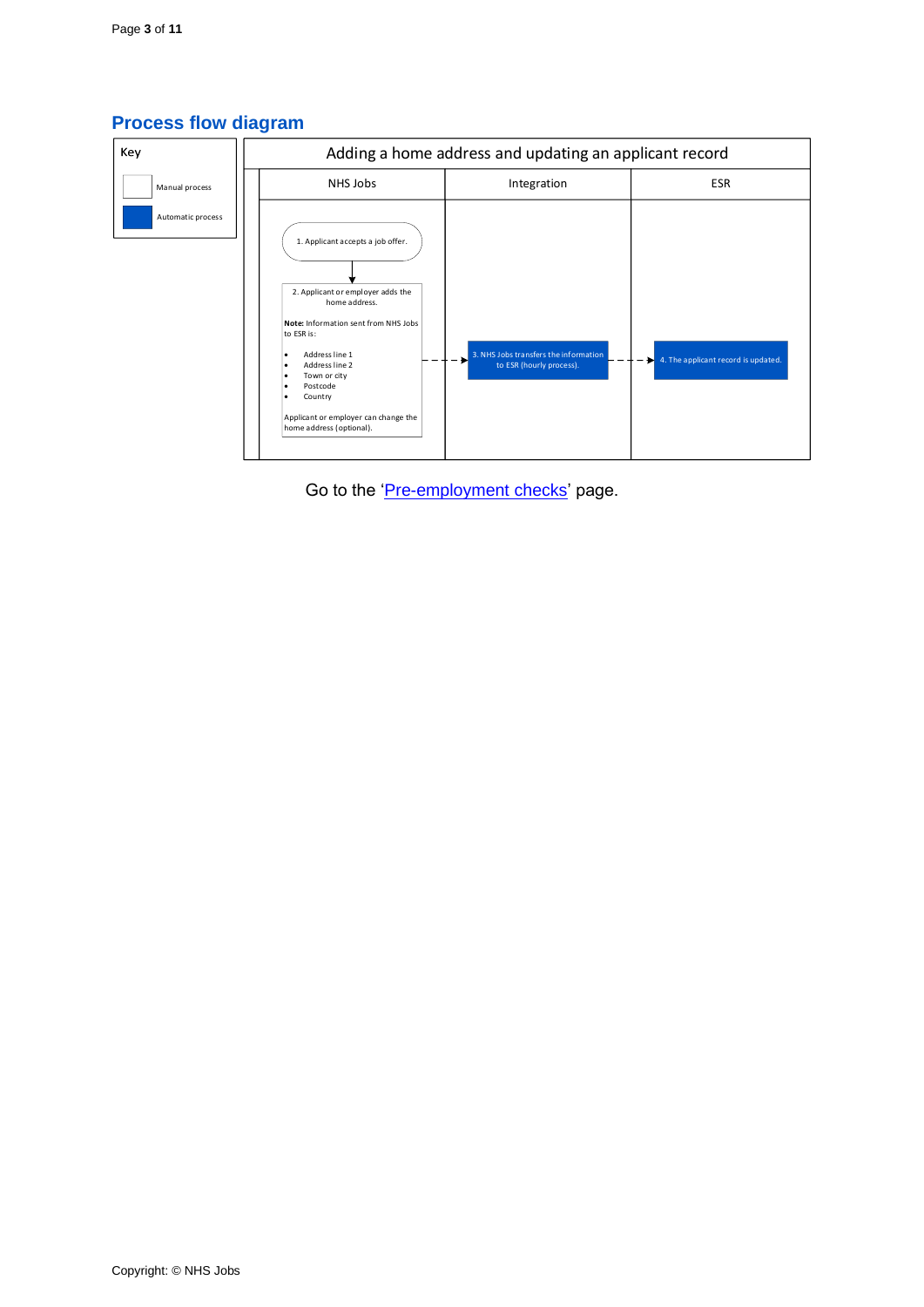## Process flow diagram

Key

- Manual process
- Automatic process

**Adding a home address and updating an applicant record**

| NHS Jobs | Integration | ESR |
| --- | --- | --- |
| 1. Applicant accepts a job offer. | | |
| 2. Applicant or employer adds the home address.<br><br>**Note:** Information sent from NHS Jobs to ESR is:<br>• Address line 1<br>• Address line 2<br>• Town or city<br>• Postcode<br>• Country<br><br>Applicant or employer can change the home address (optional). | 3. NHS Jobs transfers the information to ESR (hourly process). | 4. The applicant record is updated. |

Go to the 'Pre-employment checks' page.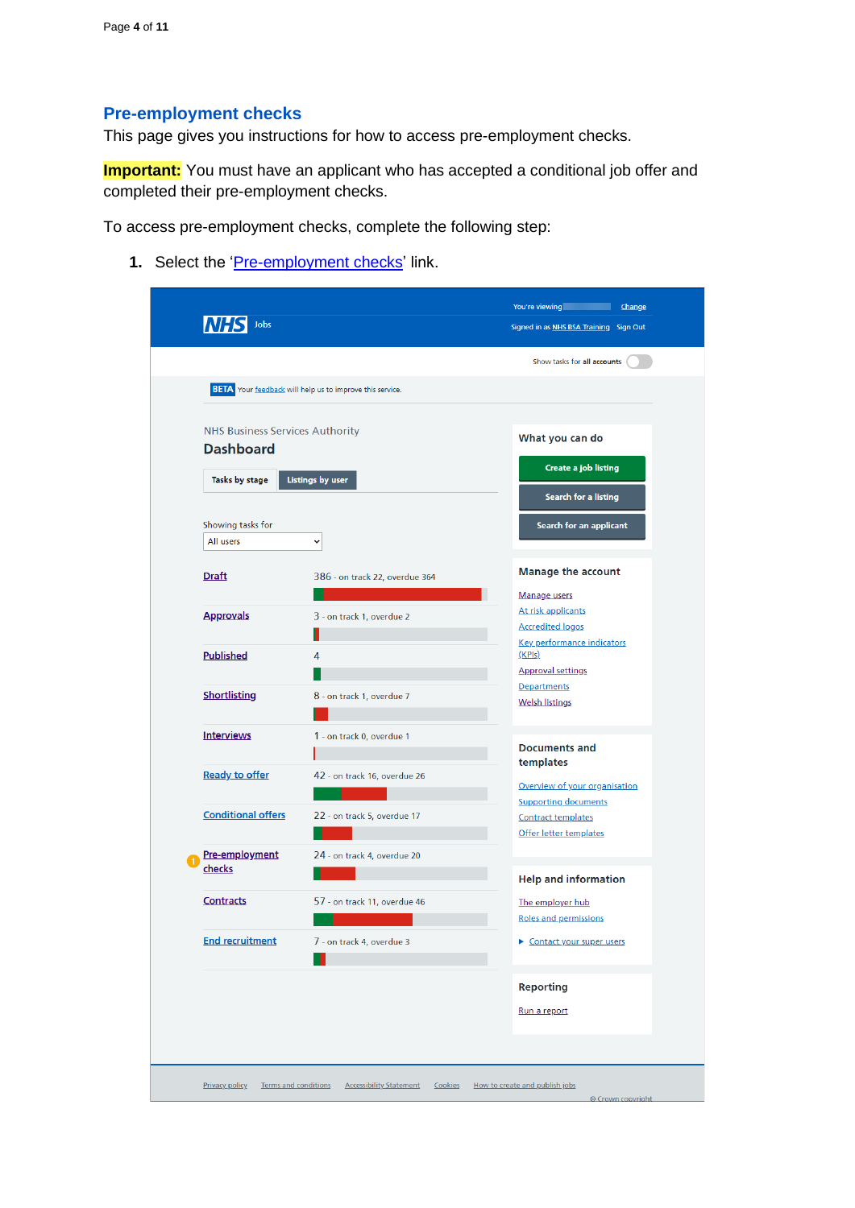## Pre-employment checks

This page gives you instructions for how to access pre-employment checks.

**Important:** You must have an applicant who has accepted a conditional job offer and completed their pre-employment checks.

To access pre-employment checks, complete the following step:

1. Select the 'Pre-employment checks' link.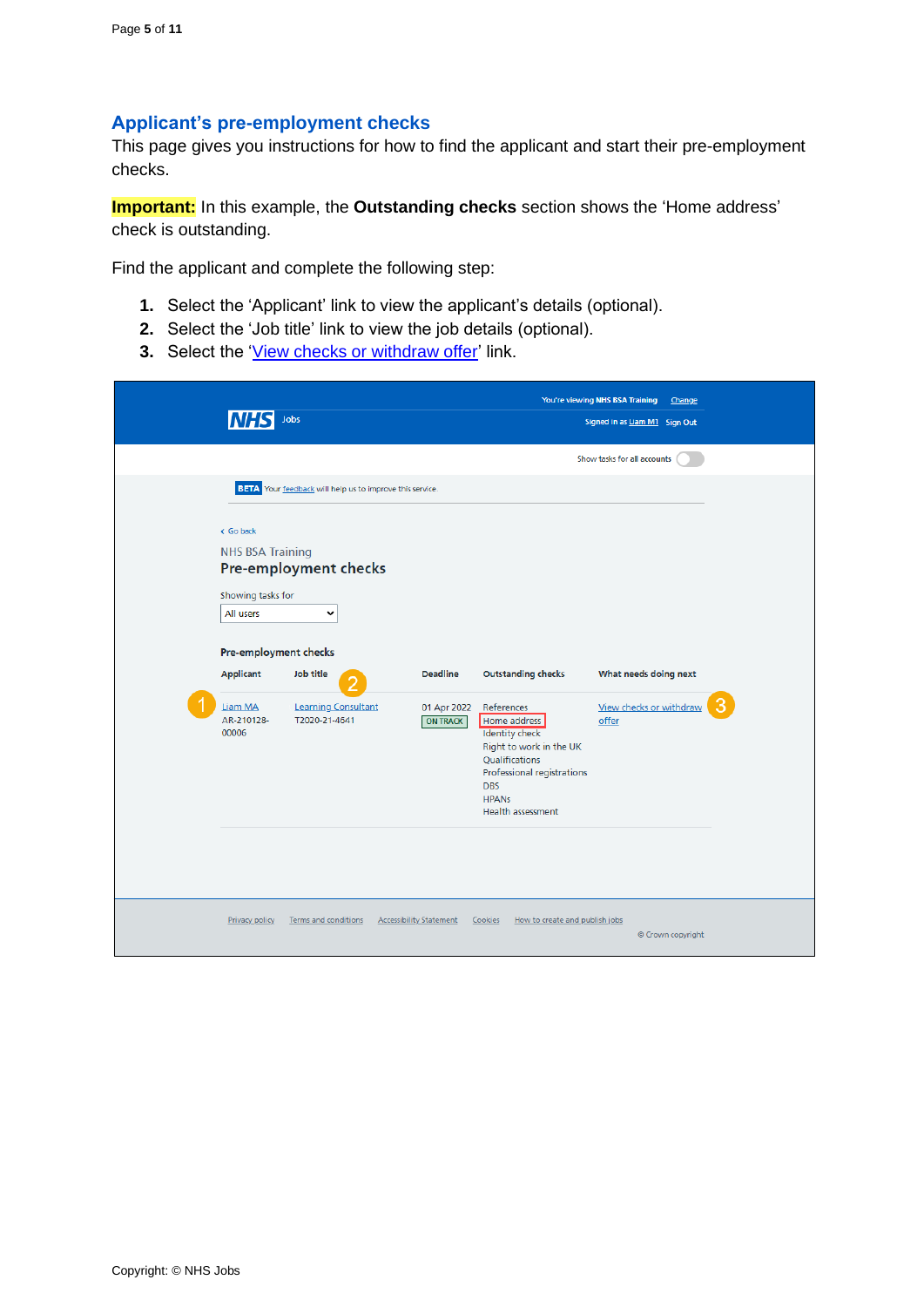## Applicant's pre-employment checks

This page gives you instructions for how to find the applicant and start their pre-employment checks.

**Important:** In this example, the **Outstanding checks** section shows the 'Home address' check is outstanding.

Find the applicant and complete the following step:

1. Select the 'Applicant' link to view the applicant's details (optional).
2. Select the 'Job title' link to view the job details (optional).
3. Select the 'View checks or withdraw offer' link.

You're viewing NHS BSA Training Change

NHS Jobs

Signed in as Liam M1 Sign Out

Show tasks for all accounts

BETA Your feedback will help us to improve this service.

Go back

NHS BSA Training

Pre-employment checks

Showing tasks for

All users

Pre-employment checks

| Applicant | Job title | Deadline | Outstanding checks | What needs doing next |
|---|---|---|---|---|
| Liam MA<br>AR-210128-00006 | Learning Consultant<br>T2020-21-4641 | 01 Apr 2022<br>ON TRACK | References<br>Home address<br>Identity check<br>Right to work in the UK<br>Qualifications<br>Professional registrations<br>DBS<br>HPANs<br>Health assessment | View checks or withdraw offer |

Privacy policy Terms and conditions Accessibility Statement Cookies How to create and publish jobs

© Crown copyright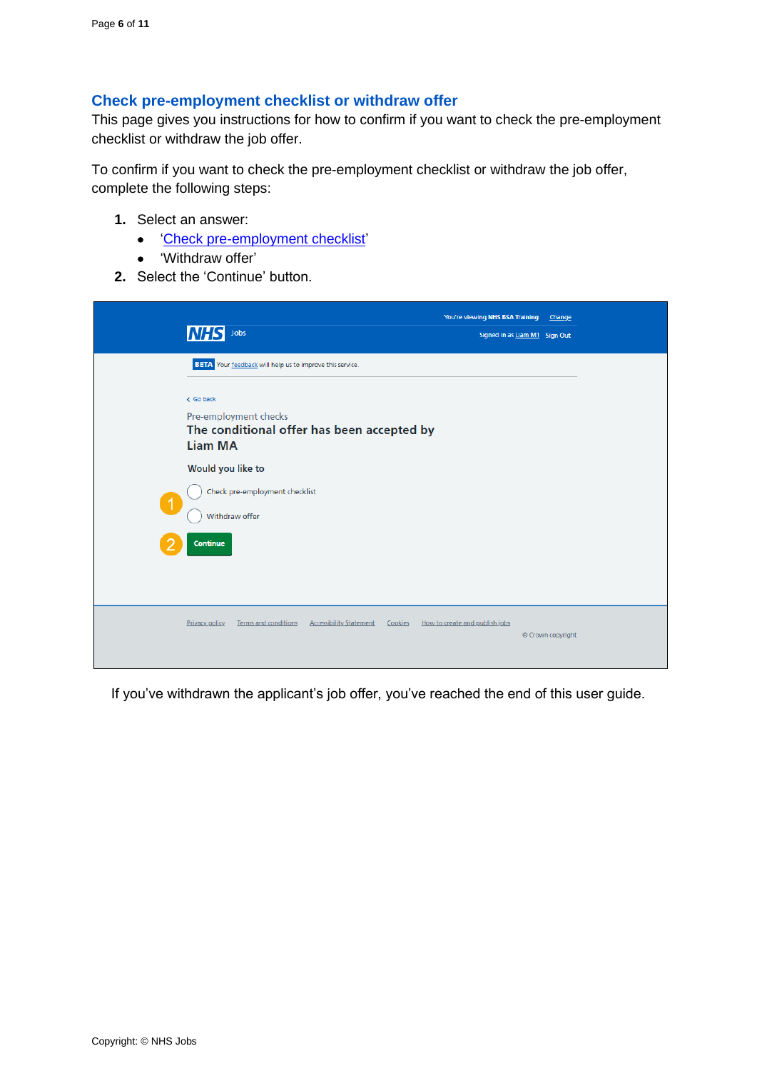## Check pre-employment checklist or withdraw offer

This page gives you instructions for how to confirm if you want to check the pre-employment checklist or withdraw the job offer.

To confirm if you want to check the pre-employment checklist or withdraw the job offer, complete the following steps:

1. Select an answer:
   - '[Check pre-employment checklist](#)'
   - 'Withdraw offer'
2. Select the 'Continue' button.

If you've withdrawn the applicant's job offer, you've reached the end of this user guide.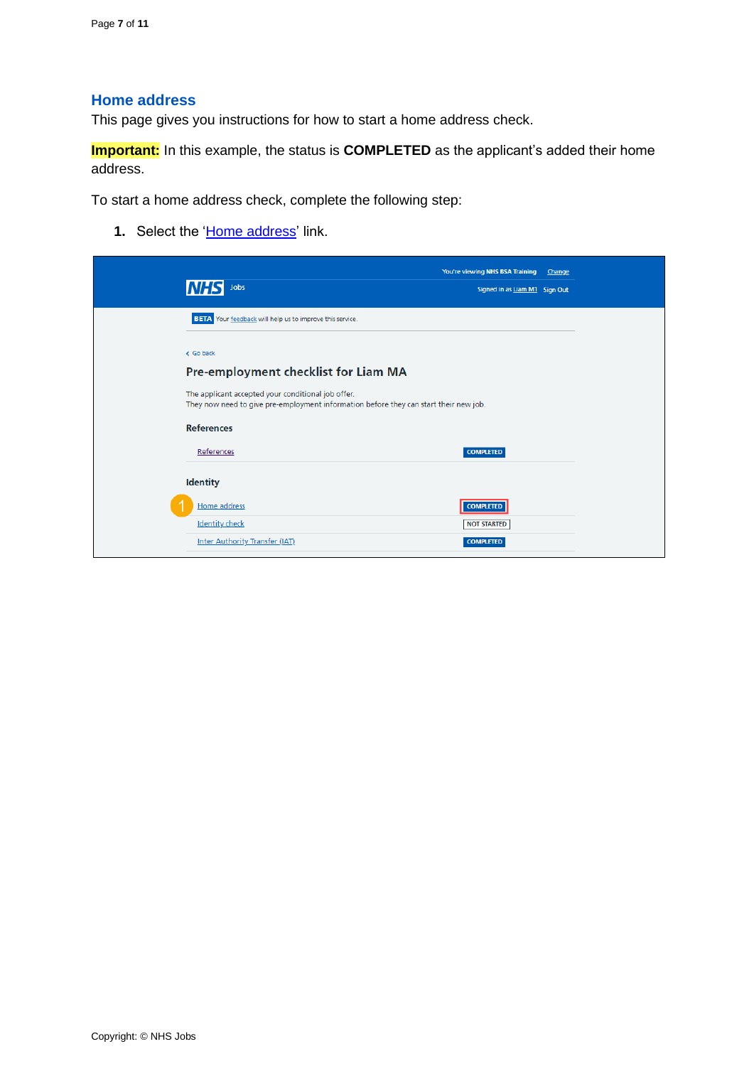## Home address

This page gives you instructions for how to start a home address check.

**Important:** In this example, the status is **COMPLETED** as the applicant's added their home address.

To start a home address check, complete the following step:

1. Select the 'Home address' link.

You're viewing NHS BSA Training Change

NHS Jobs

Signed in as Liam M1 Sign Out

BETA Your feedback will help us to improve this service.

< Go back

Pre-employment checklist for Liam MA

The applicant accepted your conditional job offer.
They now need to give pre-employment information before they can start their new job.

References

| | |
|---|---|
| References | COMPLETED |

Identity

| | |
|---|---|
| Home address | COMPLETED |
| Identity check | NOT STARTED |
| Inter Authority Transfer (IAT) | COMPLETED |

Copyright: © NHS Jobs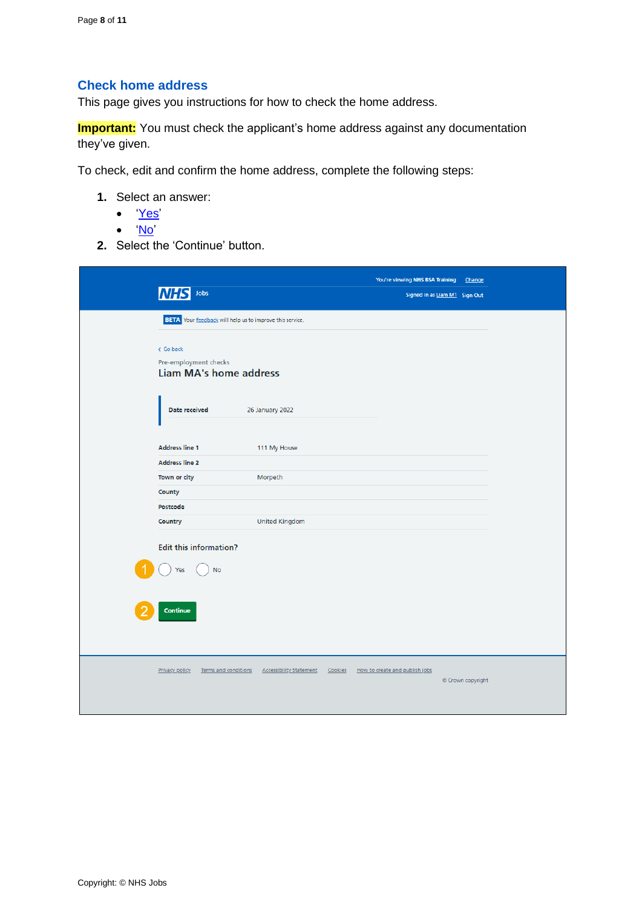## Check home address

This page gives you instructions for how to check the home address.

**Important:** You must check the applicant's home address against any documentation they've given.

To check, edit and confirm the home address, complete the following steps:

1. Select an answer:
   - 'Yes'
   - 'No'
2. Select the 'Continue' button.

You're viewing NHS BSA Training Change

NHS Jobs

Signed in as Liam M1 Sign Out

BETA Your feedback will help us to improve this service.

Go back

Pre-employment checks

Liam MA's home address

| Date received | 26 January 2022 |
|---|---|

| Address line 1 | 111 My House |
|---|---|
| Address line 2 | |
| Town or city | Morpeth |
| County | |
| Postcode | |
| Country | United Kingdom |

Edit this information?

1 Yes No

2 Continue

Privacy policy Terms and conditions Accessibility Statement Cookies How to create and publish jobs

© Crown copyright

Copyright: © NHS Jobs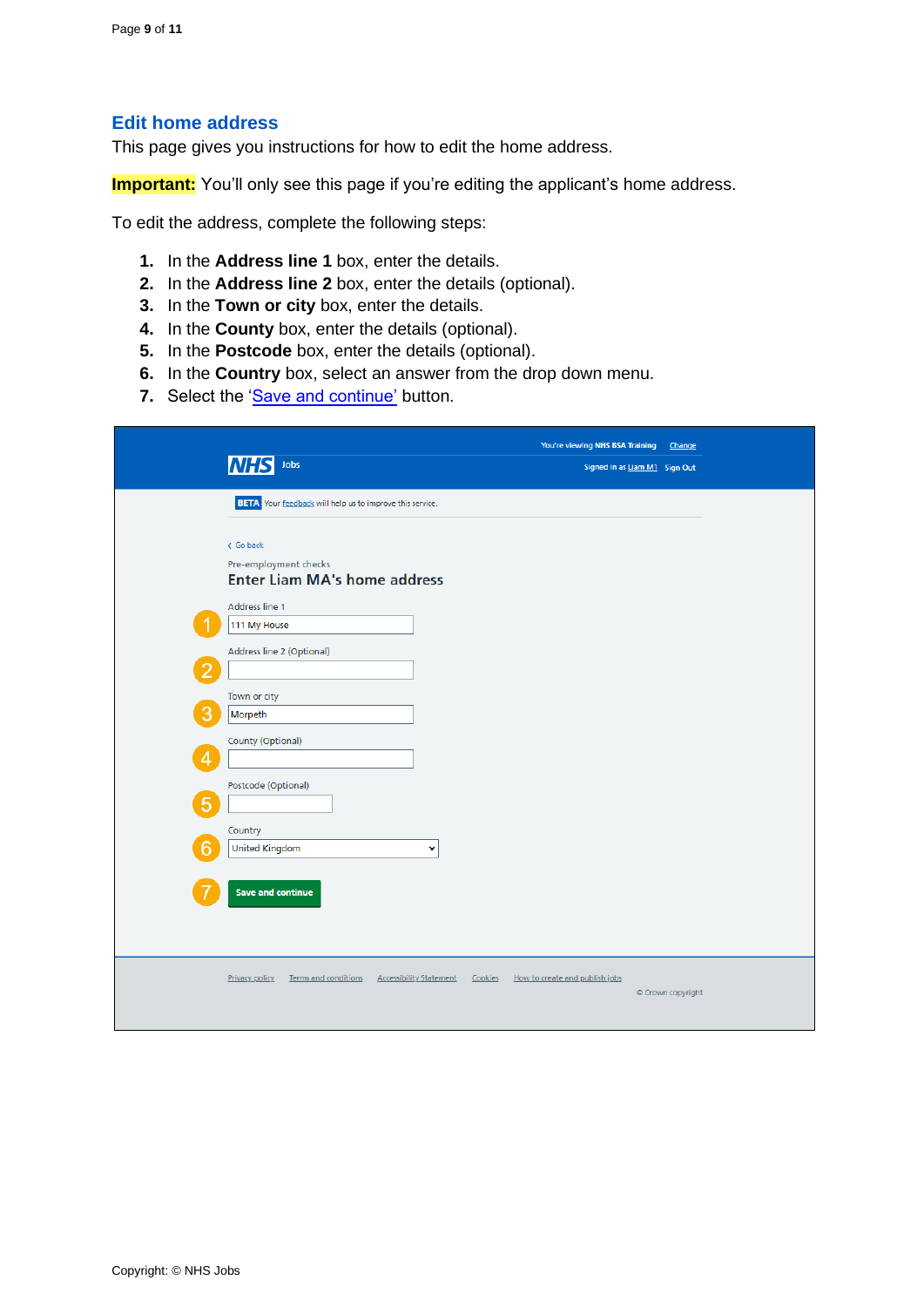## Edit home address

This page gives you instructions for how to edit the home address.

**Important:** You'll only see this page if you're editing the applicant's home address.

To edit the address, complete the following steps:

1. In the **Address line 1** box, enter the details.
2. In the **Address line 2** box, enter the details (optional).
3. In the **Town or city** box, enter the details.
4. In the **County** box, enter the details (optional).
5. In the **Postcode** box, enter the details (optional).
6. In the **Country** box, select an answer from the drop down menu.
7. Select the 'Save and continue' button.

Copyright: © NHS Jobs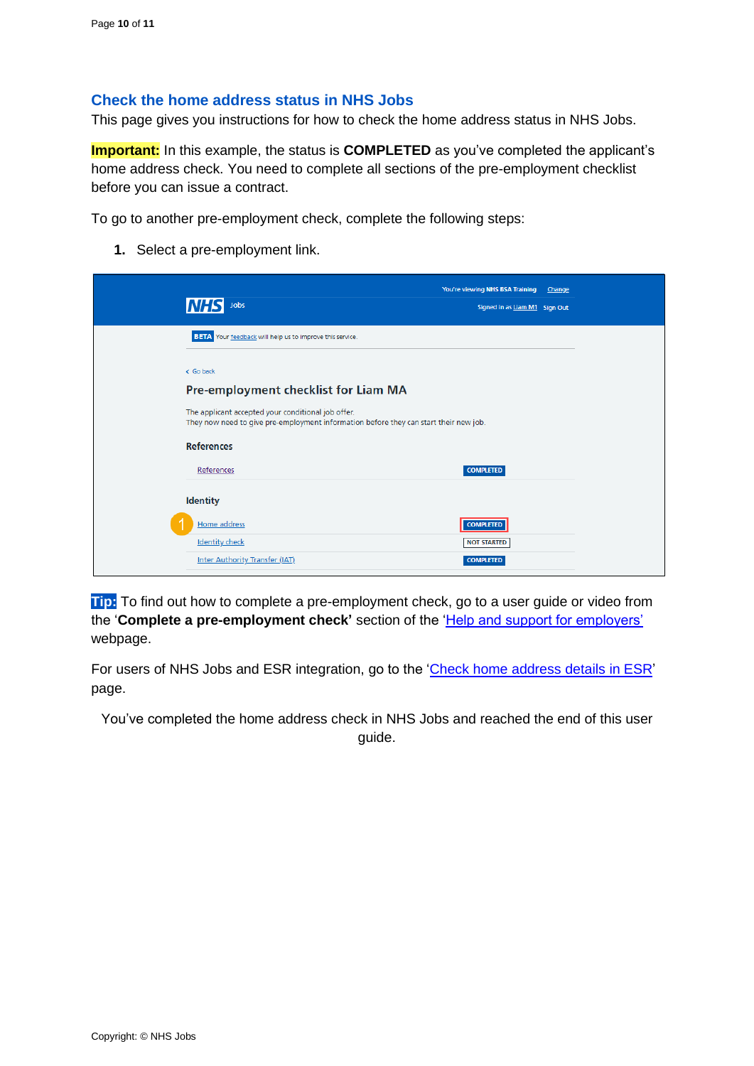## Check the home address status in NHS Jobs

This page gives you instructions for how to check the home address status in NHS Jobs.

**Important:** In this example, the status is **COMPLETED** as you've completed the applicant's home address check. You need to complete all sections of the pre-employment checklist before you can issue a contract.

To go to another pre-employment check, complete the following steps:

1. Select a pre-employment link.

**Tip:** To find out how to complete a pre-employment check, go to a user guide or video from the '**Complete a pre-employment check'** section of the '[Help and support for employers'](#) webpage.

For users of NHS Jobs and ESR integration, go to the '[Check home address details in ESR](#)' page.

You've completed the home address check in NHS Jobs and reached the end of this user guide.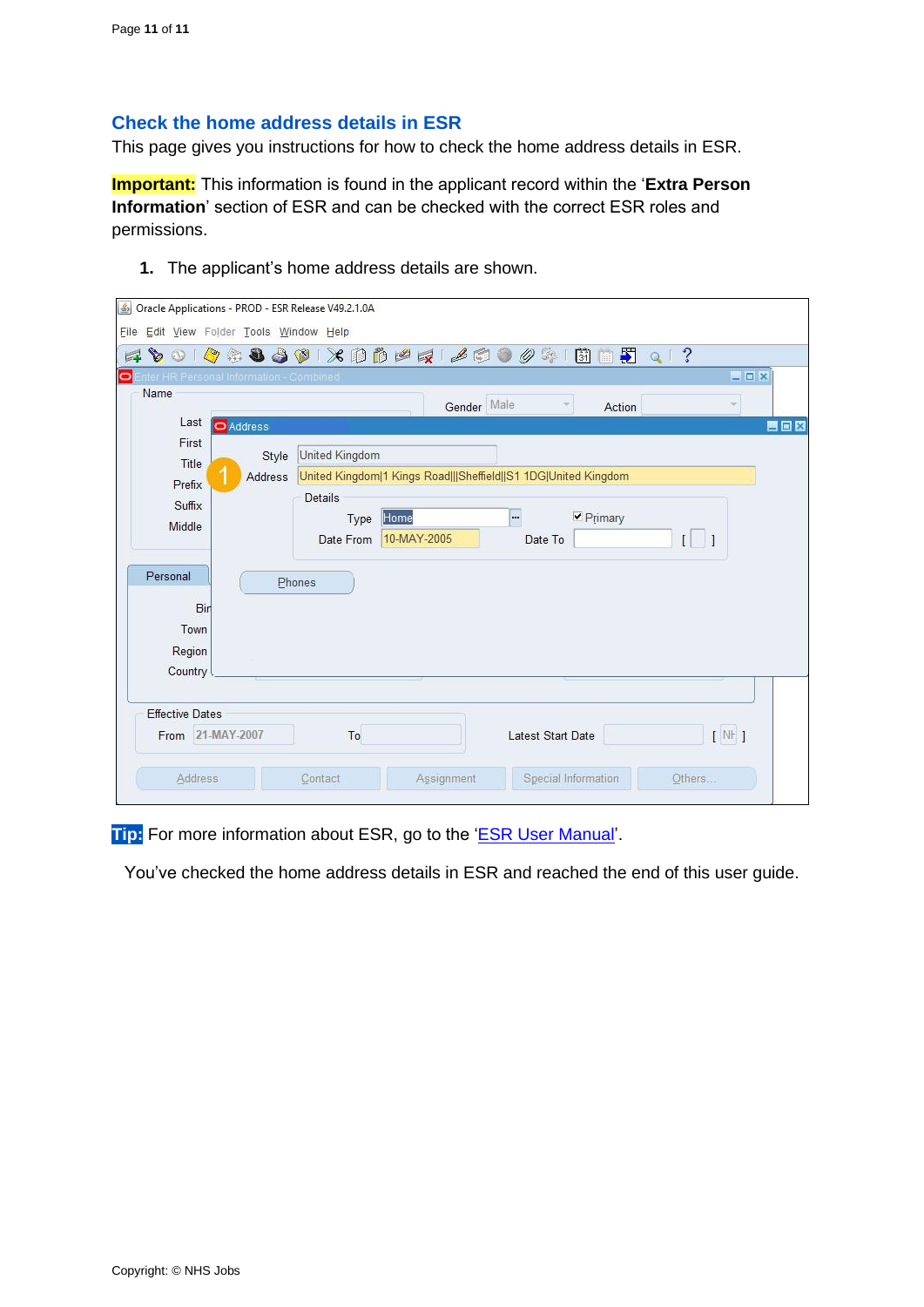## Check the home address details in ESR

This page gives you instructions for how to check the home address details in ESR.

**Important:** This information is found in the applicant record within the '**Extra Person Information**' section of ESR and can be checked with the correct ESR roles and permissions.

1. The applicant's home address details are shown.

**Tip:** For more information about ESR, go to the 'ESR User Manual'.

You've checked the home address details in ESR and reached the end of this user guide.

Copyright: © NHS Jobs